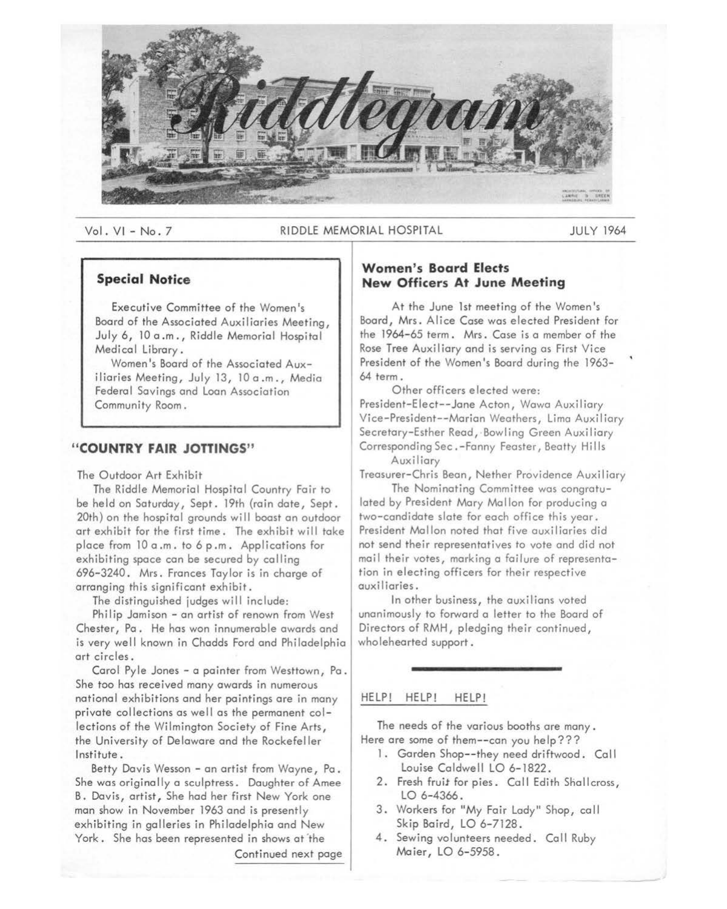# Riddlegram

Vol. VI - No. 7 RIDDLE MEMORIAL HOSPITAL JULY 1964

> **Special Notice**
>
> Executive Committee of the Women's Board of the Associated Auxiliaries Meeting, July 6, 10 a.m., Riddle Memorial Hospital Medical Library.
>
> Women's Board of the Associated Auxiliaries Meeting, July 13, 10 a.m., Media Federal Savings and Loan Association Community Room.

## "COUNTRY FAIR JOTTINGS"

The Outdoor Art Exhibit

The Riddle Memorial Hospital Country Fair to be held on Saturday, Sept. 19th (rain date, Sept. 20th) on the hospital grounds will boast an outdoor art exhibit for the first time. The exhibit will take place from 10 a.m. to 6 p.m. Applications for exhibiting space can be secured by calling 696-3240. Mrs. Frances Taylor is in charge of arranging this significant exhibit.

The distinguished judges will include:

Philip Jamison - an artist of renown from West Chester, Pa. He has won innumerable awards and is very well known in Chadds Ford and Philadelphia art circles.

Carol Pyle Jones - a painter from Westtown, Pa. She too has received many awards in numerous national exhibitions and her paintings are in many private collections as well as the permanent collections of the Wilmington Society of Fine Arts, the University of Delaware and the Rockefeller Institute.

Betty Davis Wesson - an artist from Wayne, Pa. She was originally a sculptress. Daughter of Amee B. Davis, artist, She had her first New York one man show in November 1963 and is presently exhibiting in galleries in Philadelphia and New York. She has been represented in shows at the

Continued next page

## Women's Board Elects New Officers At June Meeting

At the June 1st meeting of the Women's Board, Mrs. Alice Case was elected President for the 1964-65 term. Mrs. Case is a member of the Rose Tree Auxiliary and is serving as First Vice President of the Women's Board during the 1963-64 term.

Other officers elected were:

President-Elect--Jane Acton, Wawa Auxiliary
Vice-President--Marian Weathers, Lima Auxiliary
Secretary-Esther Read, Bowling Green Auxiliary
Corresponding Sec.-Fanny Feaster, Beatty Hills Auxiliary
Treasurer-Chris Bean, Nether Providence Auxiliary

The Nominating Committee was congratulated by President Mary Mallon for producing a two-candidate slate for each office this year. President Mallon noted that five auxiliaries did not send their representatives to vote and did not mail their votes, marking a failure of representation in electing officers for their respective auxiliaries.

In other business, the auxilians voted unanimously to forward a letter to the Board of Directors of RMH, pledging their continued, wholehearted support.

---

## HELP! HELP! HELP!

The needs of the various booths are many. Here are some of them--can you help???

1. Garden Shop--they need driftwood. Call Louise Caldwell LO 6-1822.
2. Fresh fruit for pies. Call Edith Shallcross, LO 6-4366.
3. Workers for "My Fair Lady" Shop, call Skip Baird, LO 6-7128.
4. Sewing volunteers needed. Call Ruby Maier, LO 6-5958.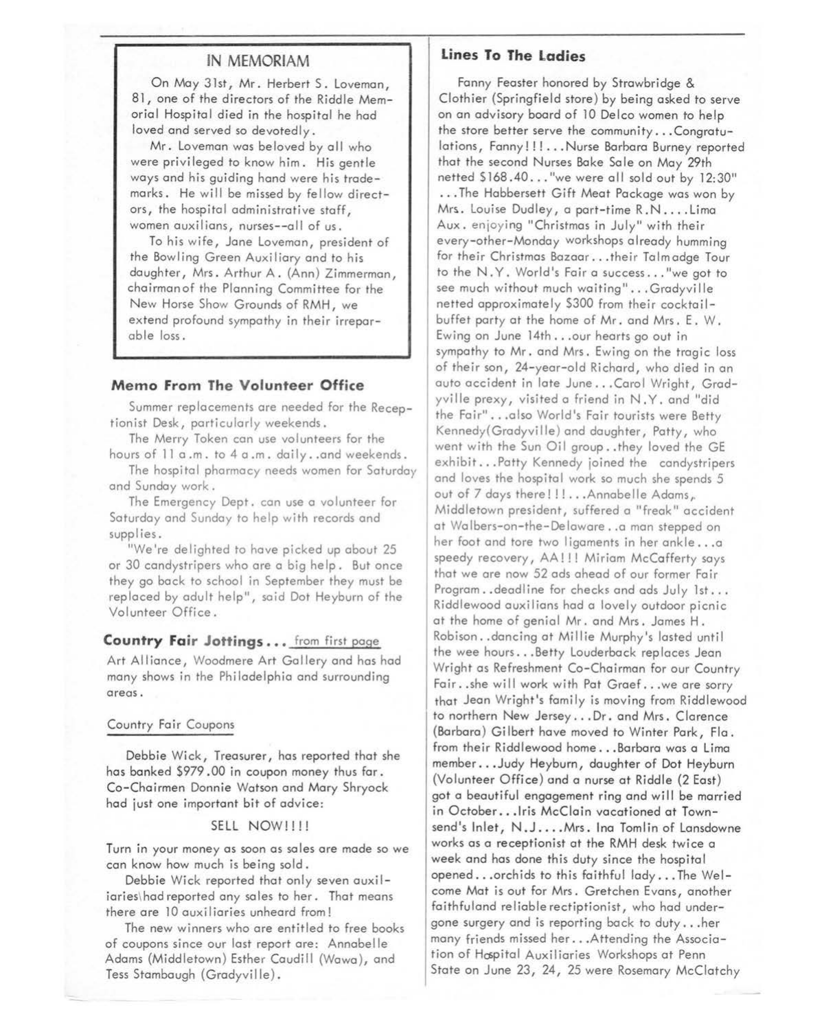## IN MEMORIAM

On May 31st, Mr. Herbert S. Loveman, 81, one of the directors of the Riddle Memorial Hospital died in the hospital he had loved and served so devotedly.

Mr. Loveman was beloved by all who were privileged to know him. His gentle ways and his guiding hand were his trademarks. He will be missed by fellow directors, the hospital administrative staff, women auxilians, nurses--all of us.

To his wife, Jane Loveman, president of the Bowling Green Auxiliary and to his daughter, Mrs. Arthur A. (Ann) Zimmerman, chairman of the Planning Committee for the New Horse Show Grounds of RMH, we extend profound sympathy in their irreparable loss.

### Memo From The Volunteer Office

Summer replacements are needed for the Receptionist Desk, particularly weekends.

The Merry Token can use volunteers for the hours of 11 a.m. to 4 a.m. daily..and weekends.

The hospital pharmacy needs women for Saturday and Sunday work.

The Emergency Dept. can use a volunteer for Saturday and Sunday to help with records and supplies.

"We're delighted to have picked up about 25 or 30 candystripers who are a big help. But once they go back to school in September they must be replaced by adult help", said Dot Heyburn of the Volunteer Office.

### Country Fair Jottings... from first page

Art Alliance, Woodmere Art Gallery and has had many shows in the Philadelphia and surrounding areas.

Country Fair Coupons

Debbie Wick, Treasurer, has reported that she has banked $979.00 in coupon money thus far. Co-Chairmen Donnie Watson and Mary Shryock had just one important bit of advice:

SELL NOW!!!!

Turn in your money as soon as sales are made so we can know how much is being sold.

Debbie Wick reported that only seven auxiliaries had reported any sales to her. That means there are 10 auxiliaries unheard from!

The new winners who are entitled to free books of coupons since our last report are: Annabelle Adams (Middletown) Esther Caudill (Wawa), and Tess Stambaugh (Gradyville).

### Lines To The Ladies

Fanny Feaster honored by Strawbridge & Clothier (Springfield store) by being asked to serve on an advisory board of 10 Delco women to help the store better serve the community...Congratulations, Fanny!!!...Nurse Barbara Burney reported that the second Nurses Bake Sale on May 29th netted $168.40..."we were all sold out by 12:30"...The Habbersett Gift Meat Package was won by Mrs. Louise Dudley, a part-time R.N....Lima Aux. enjoying "Christmas in July" with their every-other-Monday workshops already humming for their Christmas Bazaar...their Talmadge Tour to the N.Y. World's Fair a success..."we got to see much without much waiting"...Gradyville netted approximately $300 from their cocktail-buffet party at the home of Mr. and Mrs. E. W. Ewing on June 14th...our hearts go out in sympathy to Mr. and Mrs. Ewing on the tragic loss of their son, 24-year-old Richard, who died in an auto accident in late June...Carol Wright, Gradyville prexy, visited a friend in N.Y. and "did the Fair"...also World's Fair tourists were Betty Kennedy(Gradyville) and daughter, Patty, who went with the Sun Oil group..they loved the GE exhibit...Patty Kennedy joined the candystripers and loves the hospital work so much she spends 5 out of 7 days there!!!...Annabelle Adams, Middletown president, suffered a "freak" accident at Walbers-on-the-Delaware..a man stepped on her foot and tore two ligaments in her ankle...a speedy recovery, AA!!! Miriam McCafferty says that we are now 52 ads ahead of our former Fair Program..deadline for checks and ads July 1st...Riddlewood auxilians had a lovely outdoor picnic at the home of genial Mr. and Mrs. James H. Robison..dancing at Millie Murphy's lasted until the wee hours...Betty Louderback replaces Jean Wright as Refreshment Co-Chairman for our Country Fair..she will work with Pat Graef...we are sorry that Jean Wright's family is moving from Riddlewood to northern New Jersey...Dr. and Mrs. Clarence (Barbara) Gilbert have moved to Winter Park, Fla. from their Riddlewood home...Barbara was a Lima member...Judy Heyburn, daughter of Dot Heyburn (Volunteer Office) and a nurse at Riddle (2 East) got a beautiful engagement ring and will be married in October...Iris McClain vacationed at Townsend's Inlet, N.J....Mrs. Ina Tomlin of Lansdowne works as a receptionist at the RMH desk twice a week and has done this duty since the hospital opened...orchids to this faithful lady...The Welcome Mat is out for Mrs. Gretchen Evans, another faithfuland reliable rectiptionist, who had undergone surgery and is reporting back to duty...her many friends missed her...Attending the Association of Hospital Auxiliaries Workshops at Penn State on June 23, 24, 25 were Rosemary McClatchy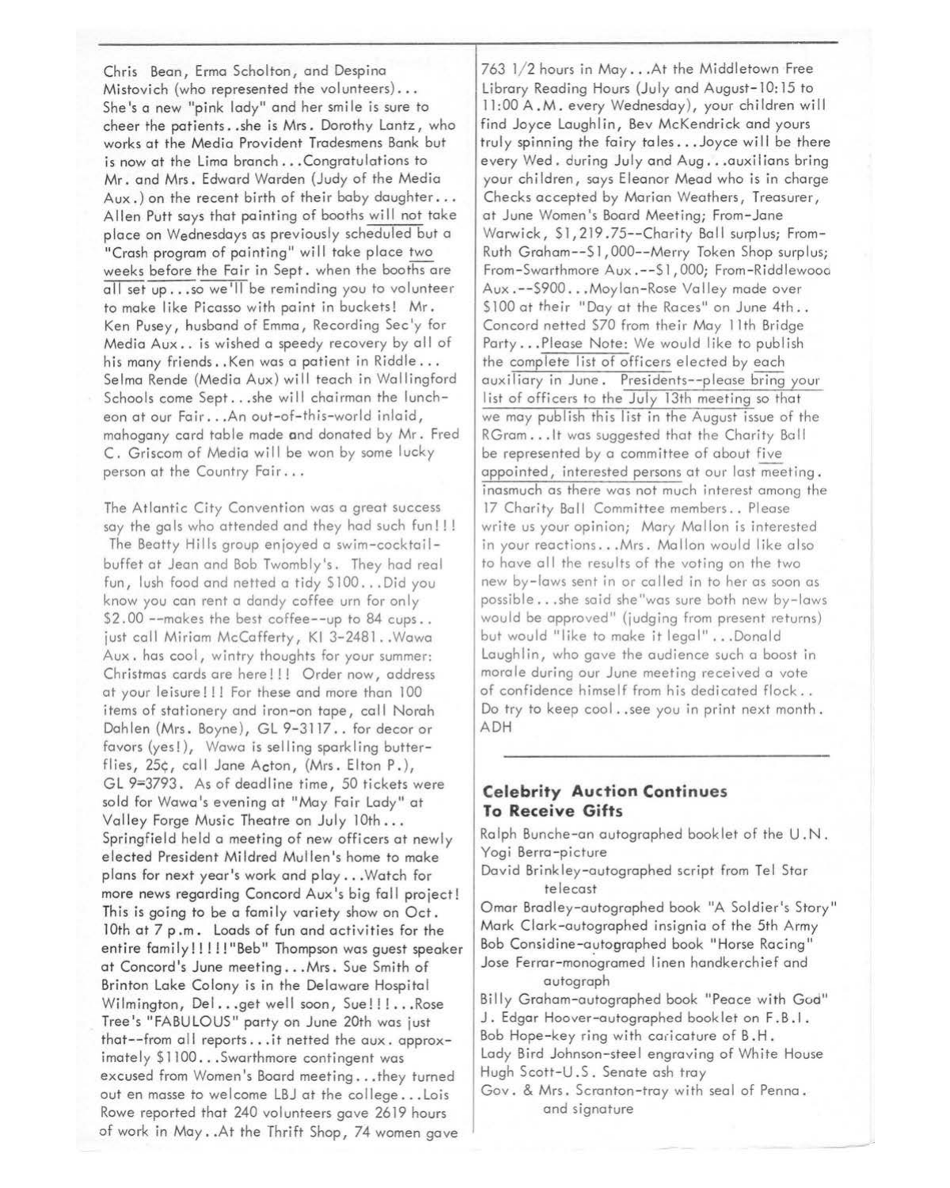Chris Bean, Erma Scholton, and Despina Mistovich (who represented the volunteers)... She's a new "pink lady" and her smile is sure to cheer the patients..she is Mrs. Dorothy Lantz, who works at the Media Provident Tradesmens Bank but is now at the Lima branch...Congratulations to Mr. and Mrs. Edward Warden (Judy of the Media Aux.) on the recent birth of their baby daughter... Allen Putt says that painting of booths will not take place on Wednesdays as previously scheduled but a "Crash program of painting" will take place two weeks before the Fair in Sept. when the booths are all set up...so we'll be reminding you to volunteer to make like Picasso with paint in buckets! Mr. Ken Pusey, husband of Emma, Recording Sec'y for Media Aux.. is wished a speedy recovery by all of his many friends..Ken was a patient in Riddle... Selma Rende (Media Aux) will teach in Wallingford Schools come Sept...she will chairman the luncheon at our Fair...An out-of-this-world inlaid, mahogany card table made and donated by Mr. Fred C. Griscom of Media will be won by some lucky person at the Country Fair...

The Atlantic City Convention was a great success say the gals who attended and they had such fun!!! The Beatty Hills group enjoyed a swim-cocktail-buffet at Jean and Bob Twombly's. They had real fun, lush food and netted a tidy $100...Did you know you can rent a dandy coffee urn for only $2.00 --makes the best coffee--up to 84 cups.. just call Miriam McCafferty, KI 3-2481..Wawa Aux. has cool, wintry thoughts for your summer: Christmas cards are here!!! Order now, address at your leisure!!! For these and more than 100 items of stationery and iron-on tape, call Norah Dahlen (Mrs. Boyne), GL 9-3117.. for decor or favors (yes!), Wawa is selling sparkling butterflies, 25¢, call Jane Acton, (Mrs. Elton P.), GL 9=3793. As of deadline time, 50 tickets were sold for Wawa's evening at "May Fair Lady" at Valley Forge Music Theatre on July 10th... Springfield held a meeting of new officers at newly elected President Mildred Mullen's home to make plans for next year's work and play...Watch for more news regarding Concord Aux's big fall project! This is going to be a family variety show on Oct. 10th at 7 p.m. Loads of fun and activities for the entire family!!!!!"Beb" Thompson was guest speaker at Concord's June meeting...Mrs. Sue Smith of Brinton Lake Colony is in the Delaware Hospital Wilmington, Del...get well soon, Sue!!!...Rose Tree's "FABULOUS" party on June 20th was just that--from all reports...it netted the aux. approximately $1100...Swarthmore contingent was excused from Women's Board meeting...they turned out en masse to welcome LBJ at the college...Lois Rowe reported that 240 volunteers gave 2619 hours of work in May..At the Thrift Shop, 74 women gave 763 1/2 hours in May...At the Middletown Free Library Reading Hours (July and August-10:15 to 11:00 A.M. every Wednesday), your children will find Joyce Laughlin, Bev McKendrick and yours truly spinning the fairy tales...Joyce will be there every Wed. during July and Aug...auxilians bring your children, says Eleanor Mead who is in charge Checks accepted by Marian Weathers, Treasurer, at June Women's Board Meeting; From-Jane Warwick, $1,219.75--Charity Ball surplus; From-Ruth Graham--$1,000--Merry Token Shop surplus; From-Swarthmore Aux.--$1,000; From-Riddlewood Aux.--$900...Moylan-Rose Valley made over $100 at their "Day at the Races" on June 4th.. Concord netted $70 from their May 11th Bridge Party...Please Note: We would like to publish the complete list of officers elected by each auxiliary in June. Presidents--please bring your list of officers to the July 13th meeting so that we may publish this list in the August issue of the RGram...It was suggested that the Charity Ball be represented by a committee of about five appointed, interested persons at our last meeting. inasmuch as there was not much interest among the 17 Charity Ball Committee members.. Please write us your opinion; Mary Mallon is interested in your reactions...Mrs. Mallon would like also to have all the results of the voting on the two new by-laws sent in or called in to her as soon as possible...she said she"was sure both new by-laws would be approved" (judging from present returns) but would "like to make it legal"...Donald Laughlin, who gave the audience such a boost in morale during our June meeting received a vote of confidence himself from his dedicated flock.. Do try to keep cool..see you in print next month. ADH

## Celebrity Auction Continues To Receive Gifts

Ralph Bunche-an autographed booklet of the U.N.
Yogi Berra-picture
David Brinkley-autographed script from Tel Star telecast
Omar Bradley-autographed book "A Soldier's Story"
Mark Clark-autographed insignia of the 5th Army
Bob Considine-autographed book "Horse Racing"
Jose Ferrar-monogramed linen handkerchief and autograph
Billy Graham-autographed book "Peace with God"
J. Edgar Hoover-autographed booklet on F.B.I.
Bob Hope-key ring with caricature of B.H.
Lady Bird Johnson-steel engraving of White House
Hugh Scott-U.S. Senate ash tray
Gov. & Mrs. Scranton-tray with seal of Penna. and signature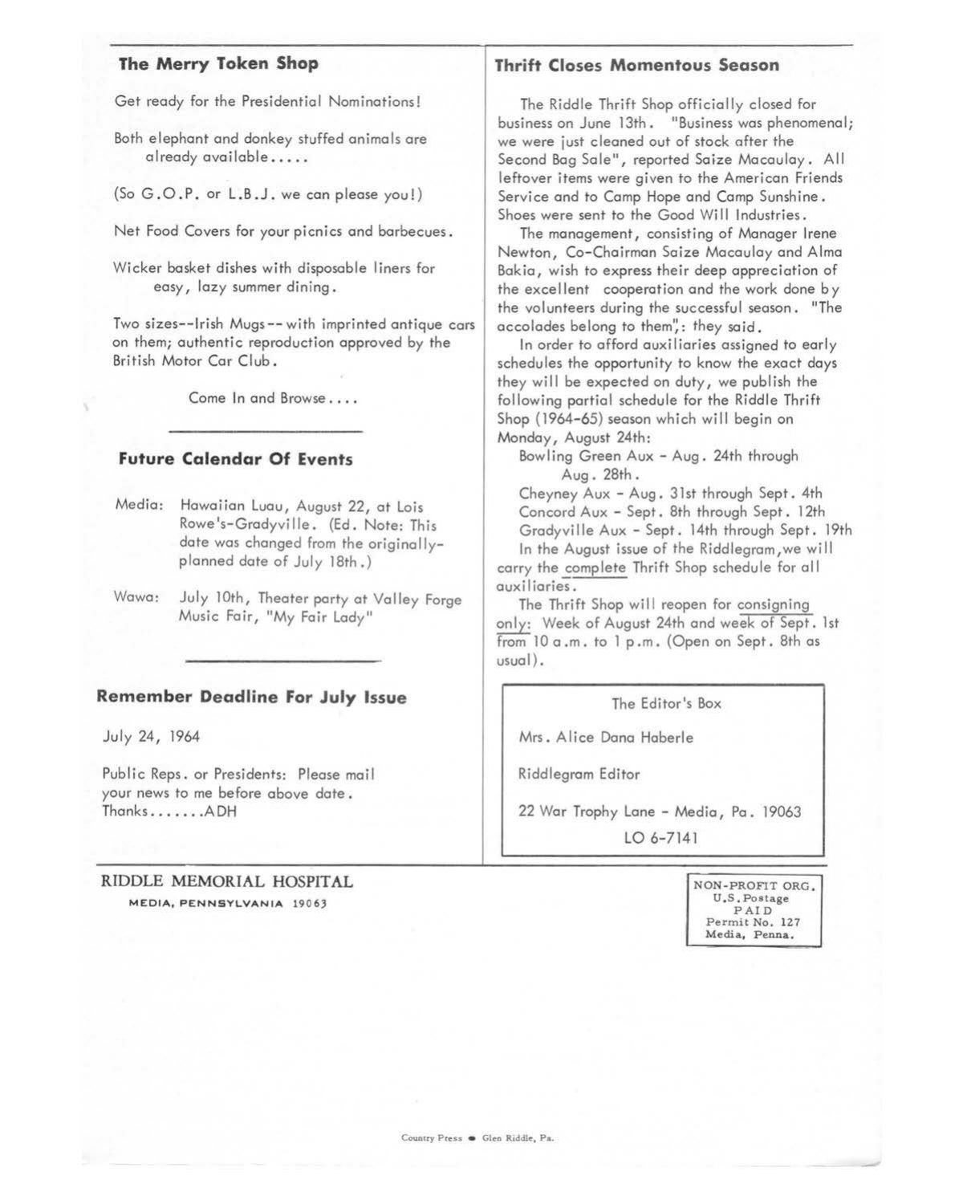## The Merry Token Shop

Get ready for the Presidential Nominations!

Both elephant and donkey stuffed animals are already available.....

(So G.O.P. or L.B.J. we can please you!)

Net Food Covers for your picnics and barbecues.

Wicker basket dishes with disposable liners for easy, lazy summer dining.

Two sizes--Irish Mugs--with imprinted antique cars on them; authentic reproduction approved by the British Motor Car Club.

Come In and Browse....

## Future Calendar Of Events

Media: Hawaiian Luau, August 22, at Lois Rowe's-Gradyville. (Ed. Note: This date was changed from the originally-planned date of July 18th.)

Wawa: July 10th, Theater party at Valley Forge Music Fair, "My Fair Lady"

## Remember Deadline For July Issue

July 24, 1964

Public Reps. or Presidents: Please mail your news to me before above date. Thanks.......ADH

## Thrift Closes Momentous Season

The Riddle Thrift Shop officially closed for business on June 13th. "Business was phenomenal; we were just cleaned out of stock after the Second Bag Sale", reported Saize Macaulay. All leftover items were given to the American Friends Service and to Camp Hope and Camp Sunshine. Shoes were sent to the Good Will Industries.

The management, consisting of Manager Irene Newton, Co-Chairman Saize Macaulay and Alma Bakia, wish to express their deep appreciation of the excellent cooperation and the work done by the volunteers during the successful season. "The accolades belong to them", they said.

In order to afford auxiliaries assigned to early schedules the opportunity to know the exact days they will be expected on duty, we publish the following partial schedule for the Riddle Thrift Shop (1964-65) season which will begin on Monday, August 24th:

Bowling Green Aux - Aug. 24th through Aug. 28th.
Cheyney Aux - Aug. 31st through Sept. 4th
Concord Aux - Sept. 8th through Sept. 12th
Gradyville Aux - Sept. 14th through Sept. 19th

In the August issue of the Riddlegram, we will carry the complete Thrift Shop schedule for all auxiliaries.

The Thrift Shop will reopen for consigning only: Week of August 24th and week of Sept. 1st from 10 a.m. to 1 p.m. (Open on Sept. 8th as usual).

The Editor's Box

Mrs. Alice Dana Haberle

Riddlegram Editor

22 War Trophy Lane - Media, Pa. 19063

LO 6-7141

RIDDLE MEMORIAL HOSPITAL
MEDIA, PENNSYLVANIA 19063

NON-PROFIT ORG.
U.S. Postage
PAID
Permit No. 127
Media, Penna.

Country Press • Glen Riddle, Pa.